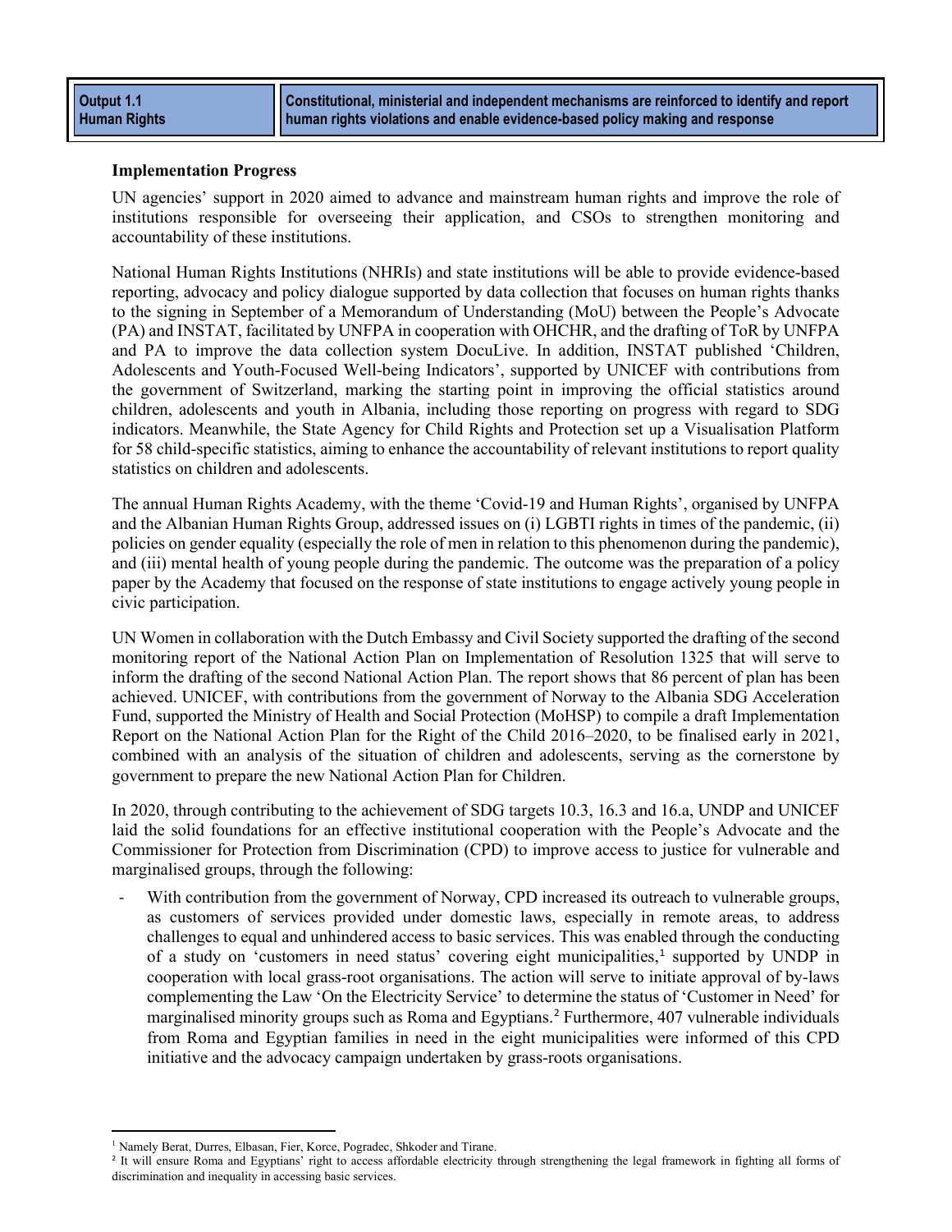| Output 1.1 Human Rights | Constitutional, ministerial and independent mechanisms are reinforced to identify and report human rights violations and enable evidence-based policy making and response |
|---|---|

**Implementation Progress**

UN agencies' support in 2020 aimed to advance and mainstream human rights and improve the role of institutions responsible for overseeing their application, and CSOs to strengthen monitoring and accountability of these institutions.

National Human Rights Institutions (NHRIs) and state institutions will be able to provide evidence-based reporting, advocacy and policy dialogue supported by data collection that focuses on human rights thanks to the signing in September of a Memorandum of Understanding (MoU) between the People's Advocate (PA) and INSTAT, facilitated by UNFPA in cooperation with OHCHR, and the drafting of ToR by UNFPA and PA to improve the data collection system DocuLive. In addition, INSTAT published 'Children, Adolescents and Youth-Focused Well-being Indicators', supported by UNICEF with contributions from the government of Switzerland, marking the starting point in improving the official statistics around children, adolescents and youth in Albania, including those reporting on progress with regard to SDG indicators. Meanwhile, the State Agency for Child Rights and Protection set up a Visualisation Platform for 58 child-specific statistics, aiming to enhance the accountability of relevant institutions to report quality statistics on children and adolescents.

The annual Human Rights Academy, with the theme 'Covid-19 and Human Rights', organised by UNFPA and the Albanian Human Rights Group, addressed issues on (i) LGBTI rights in times of the pandemic, (ii) policies on gender equality (especially the role of men in relation to this phenomenon during the pandemic), and (iii) mental health of young people during the pandemic. The outcome was the preparation of a policy paper by the Academy that focused on the response of state institutions to engage actively young people in civic participation.

UN Women in collaboration with the Dutch Embassy and Civil Society supported the drafting of the second monitoring report of the National Action Plan on Implementation of Resolution 1325 that will serve to inform the drafting of the second National Action Plan. The report shows that 86 percent of plan has been achieved. UNICEF, with contributions from the government of Norway to the Albania SDG Acceleration Fund, supported the Ministry of Health and Social Protection (MoHSP) to compile a draft Implementation Report on the National Action Plan for the Right of the Child 2016–2020, to be finalised early in 2021, combined with an analysis of the situation of children and adolescents, serving as the cornerstone by government to prepare the new National Action Plan for Children.

In 2020, through contributing to the achievement of SDG targets 10.3, 16.3 and 16.a, UNDP and UNICEF laid the solid foundations for an effective institutional cooperation with the People's Advocate and the Commissioner for Protection from Discrimination (CPD) to improve access to justice for vulnerable and marginalised groups, through the following:

- With contribution from the government of Norway, CPD increased its outreach to vulnerable groups, as customers of services provided under domestic laws, especially in remote areas, to address challenges to equal and unhindered access to basic services. This was enabled through the conducting of a study on 'customers in need status' covering eight municipalities,[1] supported by UNDP in cooperation with local grass-root organisations. The action will serve to initiate approval of by-laws complementing the Law 'On the Electricity Service' to determine the status of 'Customer in Need' for marginalised minority groups such as Roma and Egyptians.[2] Furthermore, 407 vulnerable individuals from Roma and Egyptian families in need in the eight municipalities were informed of this CPD initiative and the advocacy campaign undertaken by grass-roots organisations.

[1] Namely Berat, Durres, Elbasan, Fier, Korce, Pogradec, Shkoder and Tirane.

[2] It will ensure Roma and Egyptians' right to access affordable electricity through strengthening the legal framework in fighting all forms of discrimination and inequality in accessing basic services.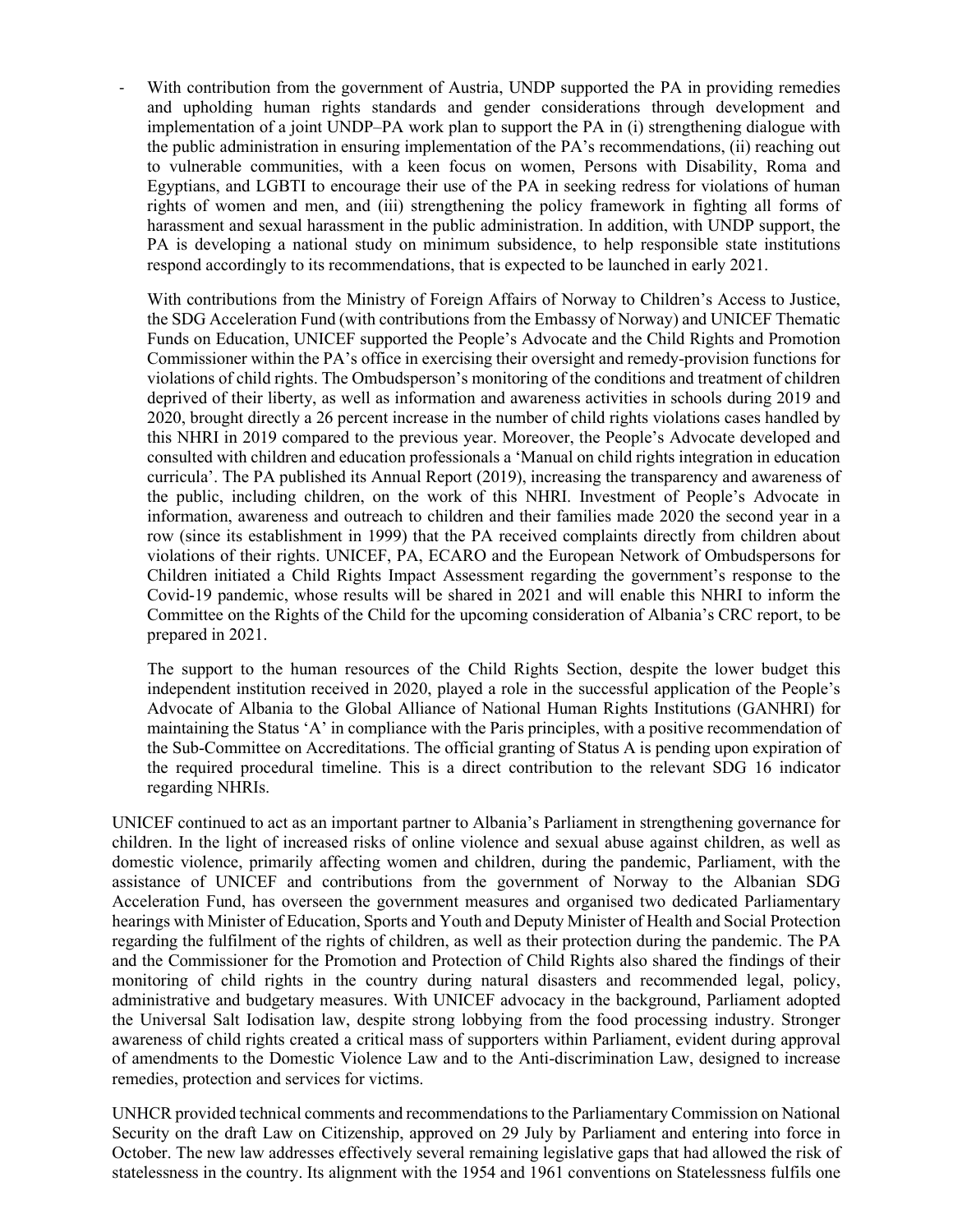- With contribution from the government of Austria, UNDP supported the PA in providing remedies and upholding human rights standards and gender considerations through development and implementation of a joint UNDP–PA work plan to support the PA in (i) strengthening dialogue with the public administration in ensuring implementation of the PA's recommendations, (ii) reaching out to vulnerable communities, with a keen focus on women, Persons with Disability, Roma and Egyptians, and LGBTI to encourage their use of the PA in seeking redress for violations of human rights of women and men, and (iii) strengthening the policy framework in fighting all forms of harassment and sexual harassment in the public administration. In addition, with UNDP support, the PA is developing a national study on minimum subsidence, to help responsible state institutions respond accordingly to its recommendations, that is expected to be launched in early 2021.

  With contributions from the Ministry of Foreign Affairs of Norway to Children's Access to Justice, the SDG Acceleration Fund (with contributions from the Embassy of Norway) and UNICEF Thematic Funds on Education, UNICEF supported the People's Advocate and the Child Rights and Promotion Commissioner within the PA's office in exercising their oversight and remedy-provision functions for violations of child rights. The Ombudsperson's monitoring of the conditions and treatment of children deprived of their liberty, as well as information and awareness activities in schools during 2019 and 2020, brought directly a 26 percent increase in the number of child rights violations cases handled by this NHRI in 2019 compared to the previous year. Moreover, the People's Advocate developed and consulted with children and education professionals a 'Manual on child rights integration in education curricula'. The PA published its Annual Report (2019), increasing the transparency and awareness of the public, including children, on the work of this NHRI. Investment of People's Advocate in information, awareness and outreach to children and their families made 2020 the second year in a row (since its establishment in 1999) that the PA received complaints directly from children about violations of their rights. UNICEF, PA, ECARO and the European Network of Ombudspersons for Children initiated a Child Rights Impact Assessment regarding the government's response to the Covid-19 pandemic, whose results will be shared in 2021 and will enable this NHRI to inform the Committee on the Rights of the Child for the upcoming consideration of Albania's CRC report, to be prepared in 2021.

  The support to the human resources of the Child Rights Section, despite the lower budget this independent institution received in 2020, played a role in the successful application of the People's Advocate of Albania to the Global Alliance of National Human Rights Institutions (GANHRI) for maintaining the Status 'A' in compliance with the Paris principles, with a positive recommendation of the Sub-Committee on Accreditations. The official granting of Status A is pending upon expiration of the required procedural timeline. This is a direct contribution to the relevant SDG 16 indicator regarding NHRIs.

UNICEF continued to act as an important partner to Albania's Parliament in strengthening governance for children. In the light of increased risks of online violence and sexual abuse against children, as well as domestic violence, primarily affecting women and children, during the pandemic, Parliament, with the assistance of UNICEF and contributions from the government of Norway to the Albanian SDG Acceleration Fund, has overseen the government measures and organised two dedicated Parliamentary hearings with Minister of Education, Sports and Youth and Deputy Minister of Health and Social Protection regarding the fulfilment of the rights of children, as well as their protection during the pandemic. The PA and the Commissioner for the Promotion and Protection of Child Rights also shared the findings of their monitoring of child rights in the country during natural disasters and recommended legal, policy, administrative and budgetary measures. With UNICEF advocacy in the background, Parliament adopted the Universal Salt Iodisation law, despite strong lobbying from the food processing industry. Stronger awareness of child rights created a critical mass of supporters within Parliament, evident during approval of amendments to the Domestic Violence Law and to the Anti-discrimination Law, designed to increase remedies, protection and services for victims.

UNHCR provided technical comments and recommendations to the Parliamentary Commission on National Security on the draft Law on Citizenship, approved on 29 July by Parliament and entering into force in October. The new law addresses effectively several remaining legislative gaps that had allowed the risk of statelessness in the country. Its alignment with the 1954 and 1961 conventions on Statelessness fulfils one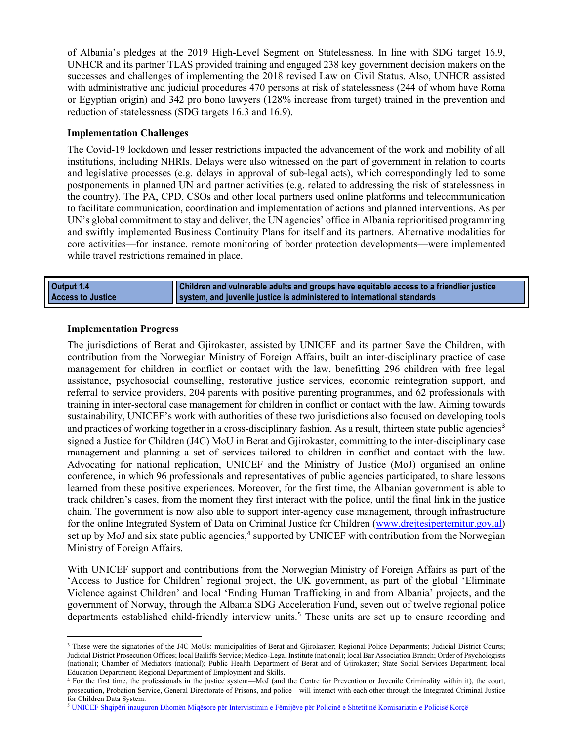of Albania's pledges at the 2019 High-Level Segment on Statelessness. In line with SDG target 16.9, UNHCR and its partner TLAS provided training and engaged 238 key government decision makers on the successes and challenges of implementing the 2018 revised Law on Civil Status. Also, UNHCR assisted with administrative and judicial procedures 470 persons at risk of statelessness (244 of whom have Roma or Egyptian origin) and 342 pro bono lawyers (128% increase from target) trained in the prevention and reduction of statelessness (SDG targets 16.3 and 16.9).

**Implementation Challenges**

The Covid-19 lockdown and lesser restrictions impacted the advancement of the work and mobility of all institutions, including NHRIs. Delays were also witnessed on the part of government in relation to courts and legislative processes (e.g. delays in approval of sub-legal acts), which correspondingly led to some postponements in planned UN and partner activities (e.g. related to addressing the risk of statelessness in the country). The PA, CPD, CSOs and other local partners used online platforms and telecommunication to facilitate communication, coordination and implementation of actions and planned interventions. As per UN's global commitment to stay and deliver, the UN agencies' office in Albania reprioritised programming and swiftly implemented Business Continuity Plans for itself and its partners. Alternative modalities for core activities—for instance, remote monitoring of border protection developments—were implemented while travel restrictions remained in place.

| **Output 1.4 Access to Justice** | **Children and vulnerable adults and groups have equitable access to a friendlier justice system, and juvenile justice is administered to international standards** |
|---|---|

**Implementation Progress**

The jurisdictions of Berat and Gjirokaster, assisted by UNICEF and its partner Save the Children, with contribution from the Norwegian Ministry of Foreign Affairs, built an inter-disciplinary practice of case management for children in conflict or contact with the law, benefitting 296 children with free legal assistance, psychosocial counselling, restorative justice services, economic reintegration support, and referral to service providers, 204 parents with positive parenting programmes, and 62 professionals with training in inter-sectoral case management for children in conflict or contact with the law. Aiming towards sustainability, UNICEF's work with authorities of these two jurisdictions also focused on developing tools and practices of working together in a cross-disciplinary fashion. As a result, thirteen state public agencies[3] signed a Justice for Children (J4C) MoU in Berat and Gjirokaster, committing to the inter-disciplinary case management and planning a set of services tailored to children in conflict and contact with the law. Advocating for national replication, UNICEF and the Ministry of Justice (MoJ) organised an online conference, in which 96 professionals and representatives of public agencies participated, to share lessons learned from these positive experiences. Moreover, for the first time, the Albanian government is able to track children's cases, from the moment they first interact with the police, until the final link in the justice chain. The government is now able to support inter-agency case management, through infrastructure for the online Integrated System of Data on Criminal Justice for Children (www.drejtesipertemitur.gov.al) set up by MoJ and six state public agencies,[4] supported by UNICEF with contribution from the Norwegian Ministry of Foreign Affairs.

With UNICEF support and contributions from the Norwegian Ministry of Foreign Affairs as part of the 'Access to Justice for Children' regional project, the UK government, as part of the global 'Eliminate Violence against Children' and local 'Ending Human Trafficking in and from Albania' projects, and the government of Norway, through the Albania SDG Acceleration Fund, seven out of twelve regional police departments established child-friendly interview units.[5] These units are set up to ensure recording and

---

[3] These were the signatories of the J4C MoUs: municipalities of Berat and Gjirokaster; Regional Police Departments; Judicial District Courts; Judicial District Prosecution Offices; local Bailiffs Service; Medico-Legal Institute (national); local Bar Association Branch; Order of Psychologists (national); Chamber of Mediators (national); Public Health Department of Berat and of Gjirokaster; State Social Services Department; local Education Department; Regional Department of Employment and Skills.

[4] For the first time, the professionals in the justice system—MoJ (and the Centre for Prevention or Juvenile Criminality within it), the court, prosecution, Probation Service, General Directorate of Prisons, and police—will interact with each other through the Integrated Criminal Justice for Children Data System.

[5] UNICEF Shqipëri inauguron Dhomën Miqësore për Intervistimin e Fëmijëve për Policinë e Shtetit në Komisariatin e Policisë Korçë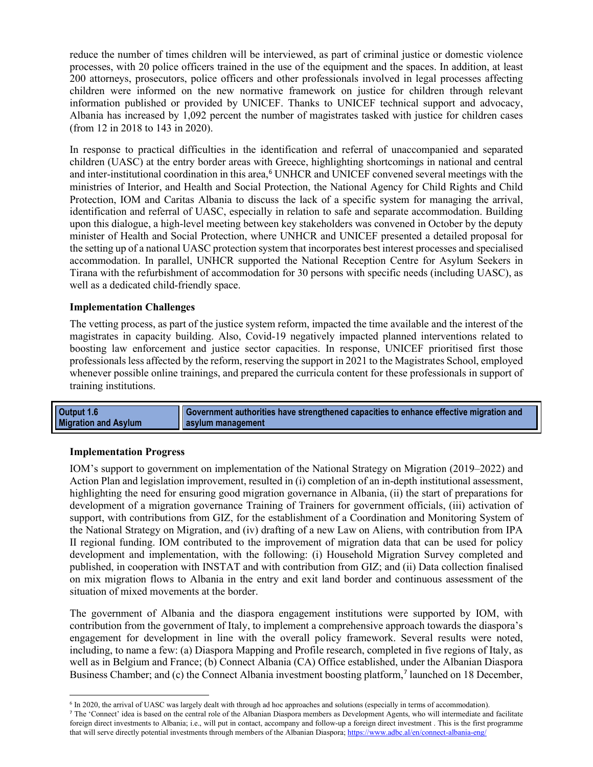reduce the number of times children will be interviewed, as part of criminal justice or domestic violence processes, with 20 police officers trained in the use of the equipment and the spaces. In addition, at least 200 attorneys, prosecutors, police officers and other professionals involved in legal processes affecting children were informed on the new normative framework on justice for children through relevant information published or provided by UNICEF. Thanks to UNICEF technical support and advocacy, Albania has increased by 1,092 percent the number of magistrates tasked with justice for children cases (from 12 in 2018 to 143 in 2020).

In response to practical difficulties in the identification and referral of unaccompanied and separated children (UASC) at the entry border areas with Greece, highlighting shortcomings in national and central and inter-institutional coordination in this area,[6] UNHCR and UNICEF convened several meetings with the ministries of Interior, and Health and Social Protection, the National Agency for Child Rights and Child Protection, IOM and Caritas Albania to discuss the lack of a specific system for managing the arrival, identification and referral of UASC, especially in relation to safe and separate accommodation. Building upon this dialogue, a high-level meeting between key stakeholders was convened in October by the deputy minister of Health and Social Protection, where UNHCR and UNICEF presented a detailed proposal for the setting up of a national UASC protection system that incorporates best interest processes and specialised accommodation. In parallel, UNHCR supported the National Reception Centre for Asylum Seekers in Tirana with the refurbishment of accommodation for 30 persons with specific needs (including UASC), as well as a dedicated child-friendly space.

**Implementation Challenges**

The vetting process, as part of the justice system reform, impacted the time available and the interest of the magistrates in capacity building. Also, Covid-19 negatively impacted planned interventions related to boosting law enforcement and justice sector capacities. In response, UNICEF prioritised first those professionals less affected by the reform, reserving the support in 2021 to the Magistrates School, employed whenever possible online trainings, and prepared the curricula content for these professionals in support of training institutions.

| Output 1.6 Migration and Asylum | Government authorities have strengthened capacities to enhance effective migration and asylum management |
|---|---|

**Implementation Progress**

IOM's support to government on implementation of the National Strategy on Migration (2019–2022) and Action Plan and legislation improvement, resulted in (i) completion of an in-depth institutional assessment, highlighting the need for ensuring good migration governance in Albania, (ii) the start of preparations for development of a migration governance Training of Trainers for government officials, (iii) activation of support, with contributions from GIZ, for the establishment of a Coordination and Monitoring System of the National Strategy on Migration, and (iv) drafting of a new Law on Aliens, with contribution from IPA II regional funding. IOM contributed to the improvement of migration data that can be used for policy development and implementation, with the following: (i) Household Migration Survey completed and published, in cooperation with INSTAT and with contribution from GIZ; and (ii) Data collection finalised on mix migration flows to Albania in the entry and exit land border and continuous assessment of the situation of mixed movements at the border.

The government of Albania and the diaspora engagement institutions were supported by IOM, with contribution from the government of Italy, to implement a comprehensive approach towards the diaspora's engagement for development in line with the overall policy framework. Several results were noted, including, to name a few: (a) Diaspora Mapping and Profile research, completed in five regions of Italy, as well as in Belgium and France; (b) Connect Albania (CA) Office established, under the Albanian Diaspora Business Chamber; and (c) the Connect Albania investment boosting platform,[7] launched on 18 December,

[6] In 2020, the arrival of UASC was largely dealt with through ad hoc approaches and solutions (especially in terms of accommodation).

[7] The 'Connect' idea is based on the central role of the Albanian Diaspora members as Development Agents, who will intermediate and facilitate foreign direct investments to Albania; i.e., will put in contact, accompany and follow-up a foreign direct investment . This is the first programme that will serve directly potential investments through members of the Albanian Diaspora; https://www.adbc.al/en/connect-albania-eng/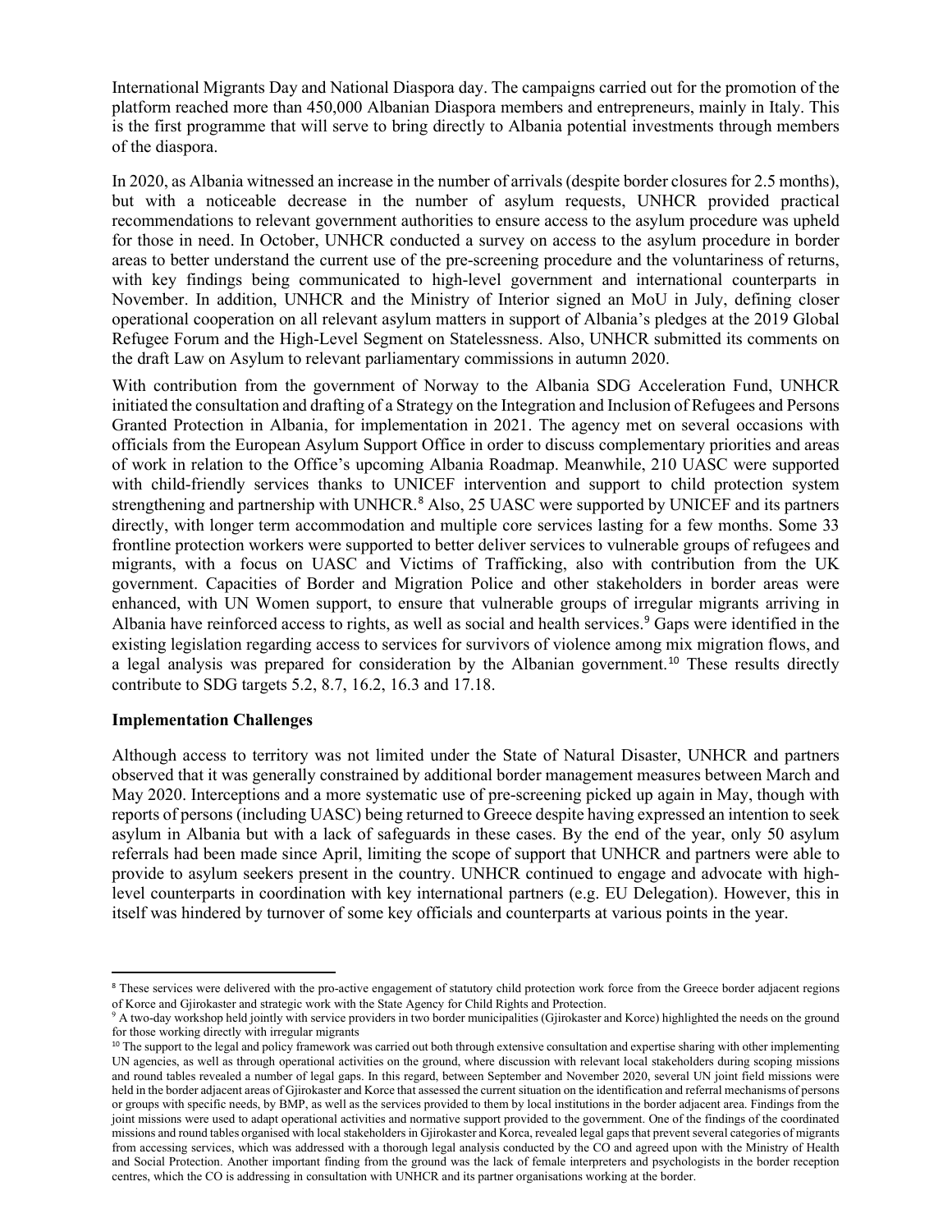International Migrants Day and National Diaspora day. The campaigns carried out for the promotion of the platform reached more than 450,000 Albanian Diaspora members and entrepreneurs, mainly in Italy. This is the first programme that will serve to bring directly to Albania potential investments through members of the diaspora.

In 2020, as Albania witnessed an increase in the number of arrivals (despite border closures for 2.5 months), but with a noticeable decrease in the number of asylum requests, UNHCR provided practical recommendations to relevant government authorities to ensure access to the asylum procedure was upheld for those in need. In October, UNHCR conducted a survey on access to the asylum procedure in border areas to better understand the current use of the pre-screening procedure and the voluntariness of returns, with key findings being communicated to high-level government and international counterparts in November. In addition, UNHCR and the Ministry of Interior signed an MoU in July, defining closer operational cooperation on all relevant asylum matters in support of Albania's pledges at the 2019 Global Refugee Forum and the High-Level Segment on Statelessness. Also, UNHCR submitted its comments on the draft Law on Asylum to relevant parliamentary commissions in autumn 2020.

With contribution from the government of Norway to the Albania SDG Acceleration Fund, UNHCR initiated the consultation and drafting of a Strategy on the Integration and Inclusion of Refugees and Persons Granted Protection in Albania, for implementation in 2021. The agency met on several occasions with officials from the European Asylum Support Office in order to discuss complementary priorities and areas of work in relation to the Office's upcoming Albania Roadmap. Meanwhile, 210 UASC were supported with child-friendly services thanks to UNICEF intervention and support to child protection system strengthening and partnership with UNHCR.[8] Also, 25 UASC were supported by UNICEF and its partners directly, with longer term accommodation and multiple core services lasting for a few months. Some 33 frontline protection workers were supported to better deliver services to vulnerable groups of refugees and migrants, with a focus on UASC and Victims of Trafficking, also with contribution from the UK government. Capacities of Border and Migration Police and other stakeholders in border areas were enhanced, with UN Women support, to ensure that vulnerable groups of irregular migrants arriving in Albania have reinforced access to rights, as well as social and health services.[9] Gaps were identified in the existing legislation regarding access to services for survivors of violence among mix migration flows, and a legal analysis was prepared for consideration by the Albanian government.[10] These results directly contribute to SDG targets 5.2, 8.7, 16.2, 16.3 and 17.18.

**Implementation Challenges**

Although access to territory was not limited under the State of Natural Disaster, UNHCR and partners observed that it was generally constrained by additional border management measures between March and May 2020. Interceptions and a more systematic use of pre-screening picked up again in May, though with reports of persons (including UASC) being returned to Greece despite having expressed an intention to seek asylum in Albania but with a lack of safeguards in these cases. By the end of the year, only 50 asylum referrals had been made since April, limiting the scope of support that UNHCR and partners were able to provide to asylum seekers present in the country. UNHCR continued to engage and advocate with high-level counterparts in coordination with key international partners (e.g. EU Delegation). However, this in itself was hindered by turnover of some key officials and counterparts at various points in the year.

---

[8] These services were delivered with the pro-active engagement of statutory child protection work force from the Greece border adjacent regions of Korce and Gjirokaster and strategic work with the State Agency for Child Rights and Protection.

[9] A two-day workshop held jointly with service providers in two border municipalities (Gjirokaster and Korce) highlighted the needs on the ground for those working directly with irregular migrants

[10] The support to the legal and policy framework was carried out both through extensive consultation and expertise sharing with other implementing UN agencies, as well as through operational activities on the ground, where discussion with relevant local stakeholders during scoping missions and round tables revealed a number of legal gaps. In this regard, between September and November 2020, several UN joint field missions were held in the border adjacent areas of Gjirokaster and Korce that assessed the current situation on the identification and referral mechanisms of persons or groups with specific needs, by BMP, as well as the services provided to them by local institutions in the border adjacent area. Findings from the joint missions were used to adapt operational activities and normative support provided to the government. One of the findings of the coordinated missions and round tables organised with local stakeholders in Gjirokaster and Korca, revealed legal gaps that prevent several categories of migrants from accessing services, which was addressed with a thorough legal analysis conducted by the CO and agreed upon with the Ministry of Health and Social Protection. Another important finding from the ground was the lack of female interpreters and psychologists in the border reception centres, which the CO is addressing in consultation with UNHCR and its partner organisations working at the border.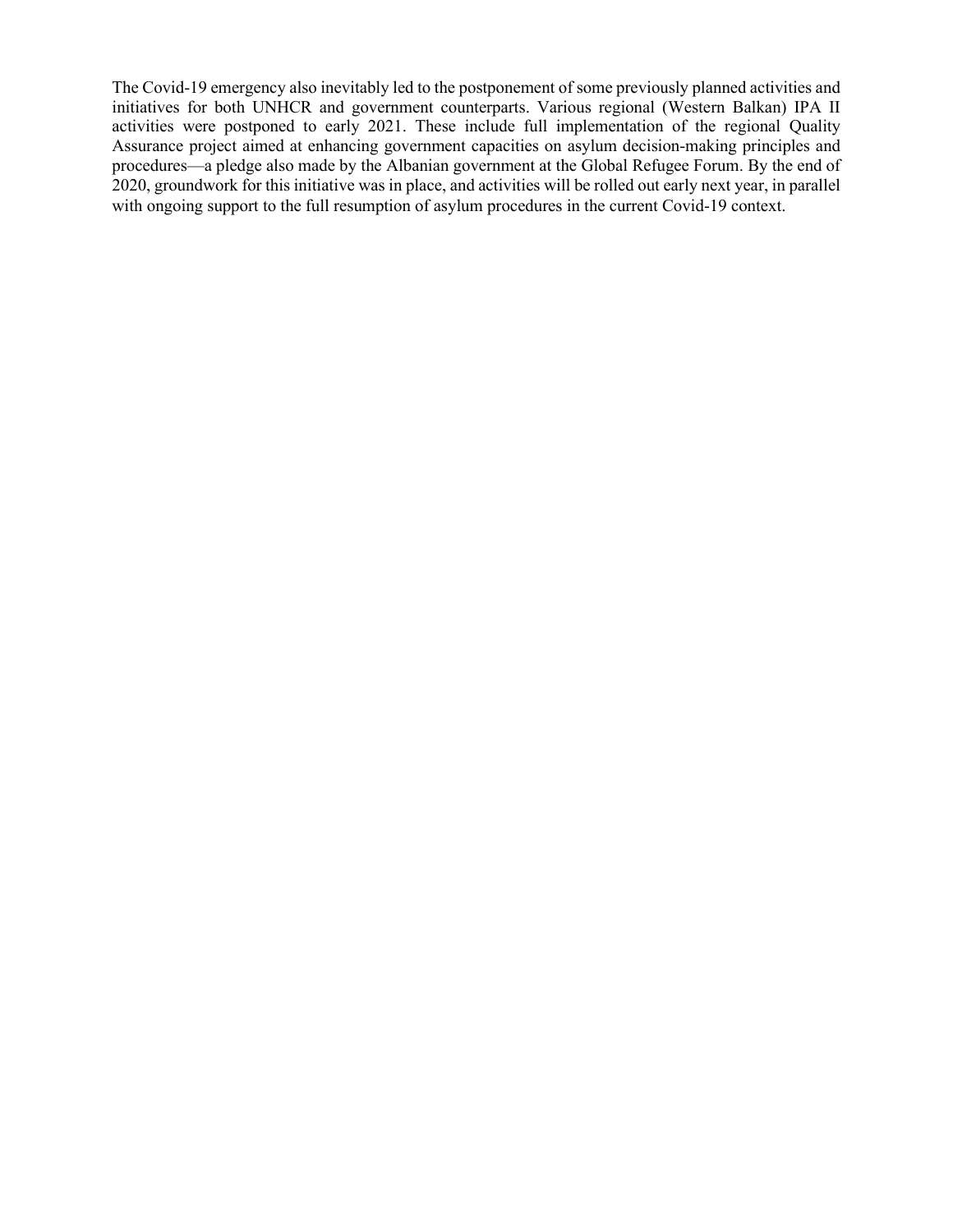The Covid-19 emergency also inevitably led to the postponement of some previously planned activities and initiatives for both UNHCR and government counterparts. Various regional (Western Balkan) IPA II activities were postponed to early 2021. These include full implementation of the regional Quality Assurance project aimed at enhancing government capacities on asylum decision-making principles and procedures—a pledge also made by the Albanian government at the Global Refugee Forum. By the end of 2020, groundwork for this initiative was in place, and activities will be rolled out early next year, in parallel with ongoing support to the full resumption of asylum procedures in the current Covid-19 context.